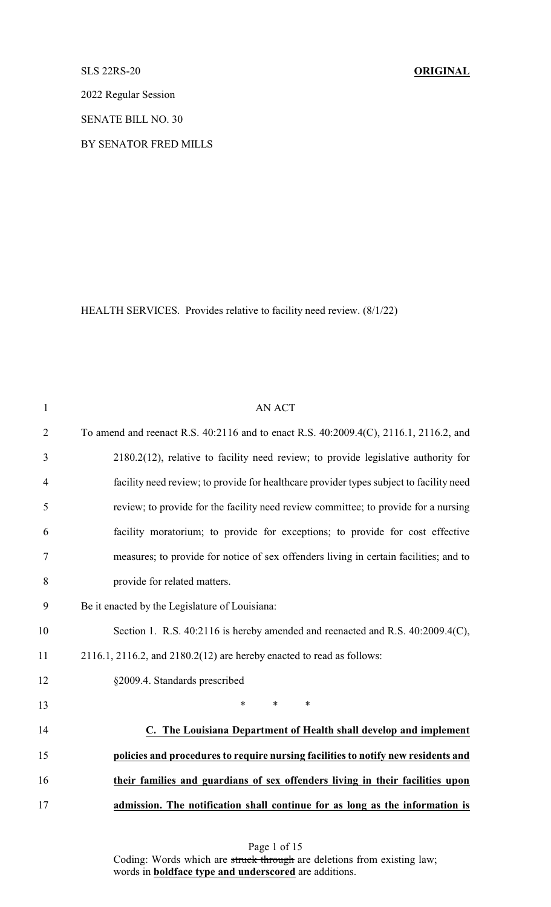SLS 22RS-20 **ORIGINAL**

2022 Regular Session

SENATE BILL NO. 30

BY SENATOR FRED MILLS

HEALTH SERVICES. Provides relative to facility need review. (8/1/22)

AN ACT

To amend and reenact R.S. 40:2116 and to enact R.S. 40:2009.4(C), 2116.1, 2116.2, and 2180.2(12), relative to facility need review; to provide legislative authority for facility need review; to provide for healthcare provider types subject to facility need review; to provide for the facility need review committee; to provide for a nursing facility moratorium; to provide for exceptions; to provide for cost effective measures; to provide for notice of sex offenders living in certain facilities; and to provide for related matters.

Be it enacted by the Legislature of Louisiana:

Section 1. R.S. 40:2116 is hereby amended and reenacted and R.S. 40:2009.4(C), 2116.1, 2116.2, and 2180.2(12) are hereby enacted to read as follows:

§2009.4. Standards prescribed

\* \* \*

**C. The Louisiana Department of Health shall develop and implement policies and procedures to require nursing facilities to notify new residents and their families and guardians of sex offenders living in their facilities upon admission. The notification shall continue for as long as the information is**

Coding: Words which are ~~struck through~~ are deletions from existing law; words in **boldface type and underscored** are additions.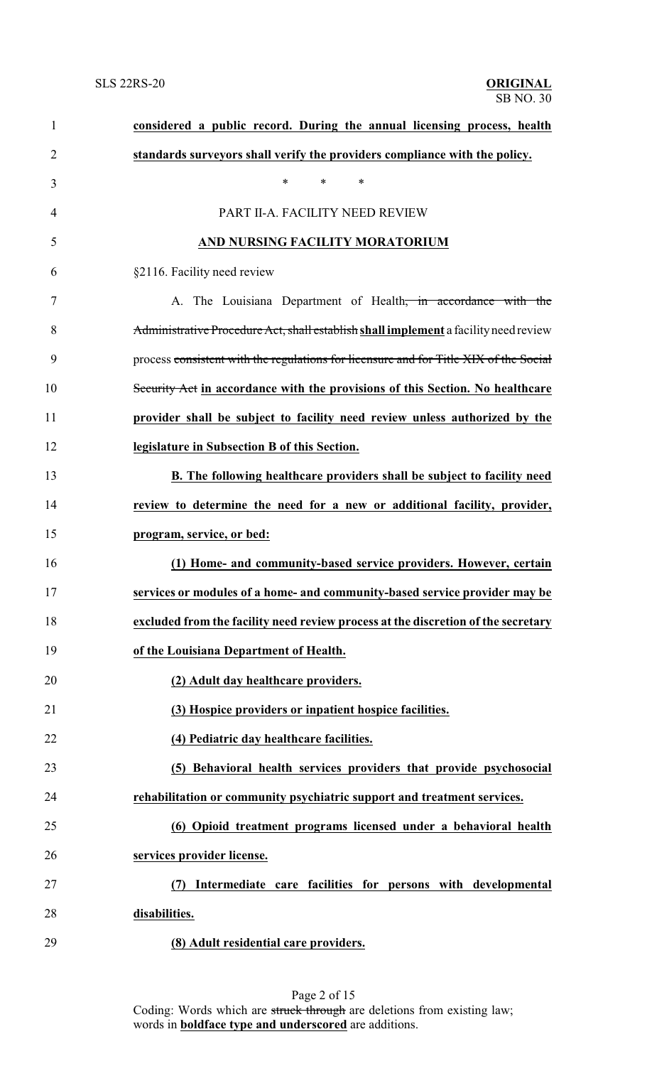**considered a public record. During the annual licensing process, health standards surveyors shall verify the providers compliance with the policy.**

\* \* \*

PART II-A. FACILITY NEED REVIEW

**AND NURSING FACILITY MORATORIUM**

§2116. Facility need review

A. The Louisiana Department of Health~~, in accordance with the Administrative Procedure Act, shall establish~~ **shall implement** a facility need review process ~~consistent with the regulations for licensure and for Title XIX of the Social Security Act~~ **in accordance with the provisions of this Section. No healthcare provider shall be subject to facility need review unless authorized by the legislature in Subsection B of this Section.**

**B. The following healthcare providers shall be subject to facility need review to determine the need for a new or additional facility, provider, program, service, or bed:**

**(1) Home- and community-based service providers. However, certain services or modules of a home- and community-based service provider may be excluded from the facility need review process at the discretion of the secretary of the Louisiana Department of Health.**

**(2) Adult day healthcare providers.**

**(3) Hospice providers or inpatient hospice facilities.**

**(4) Pediatric day healthcare facilities.**

**(5) Behavioral health services providers that provide psychosocial rehabilitation or community psychiatric support and treatment services.**

**(6) Opioid treatment programs licensed under a behavioral health services provider license.**

**(7) Intermediate care facilities for persons with developmental disabilities.**

**(8) Adult residential care providers.**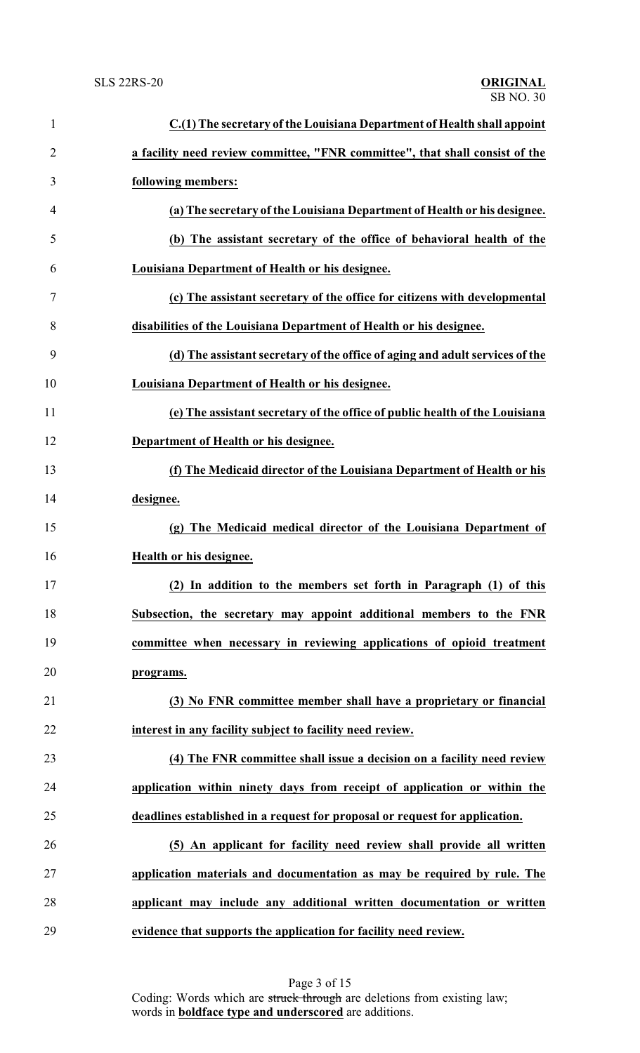**C.(1) The secretary of the Louisiana Department of Health shall appoint a facility need review committee, "FNR committee", that shall consist of the following members:**

**(a) The secretary of the Louisiana Department of Health or his designee.**

**(b) The assistant secretary of the office of behavioral health of the Louisiana Department of Health or his designee.**

**(c) The assistant secretary of the office for citizens with developmental disabilities of the Louisiana Department of Health or his designee.**

**(d) The assistant secretary of the office of aging and adult services of the Louisiana Department of Health or his designee.**

**(e) The assistant secretary of the office of public health of the Louisiana Department of Health or his designee.**

**(f) The Medicaid director of the Louisiana Department of Health or his designee.**

**(g) The Medicaid medical director of the Louisiana Department of Health or his designee.**

**(2) In addition to the members set forth in Paragraph (1) of this Subsection, the secretary may appoint additional members to the FNR committee when necessary in reviewing applications of opioid treatment programs.**

**(3) No FNR committee member shall have a proprietary or financial interest in any facility subject to facility need review.**

**(4) The FNR committee shall issue a decision on a facility need review application within ninety days from receipt of application or within the deadlines established in a request for proposal or request for application.**

**(5) An applicant for facility need review shall provide all written application materials and documentation as may be required by rule. The applicant may include any additional written documentation or written evidence that supports the application for facility need review.**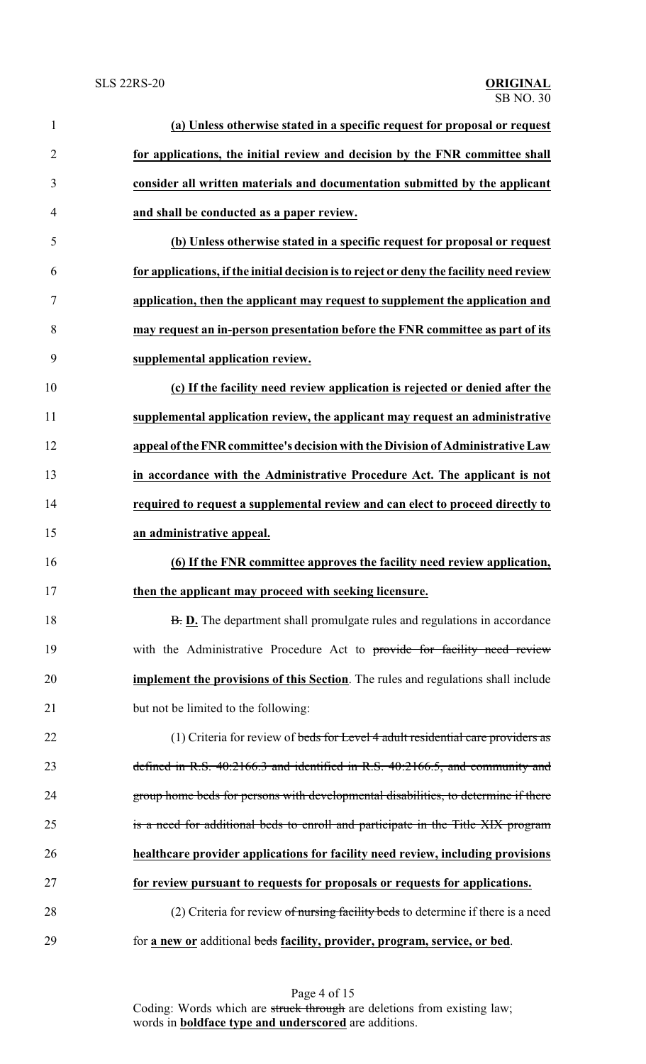**(a) Unless otherwise stated in a specific request for proposal or request for applications, the initial review and decision by the FNR committee shall consider all written materials and documentation submitted by the applicant and shall be conducted as a paper review.**

**(b) Unless otherwise stated in a specific request for proposal or request for applications, if the initial decision is to reject or deny the facility need review application, then the applicant may request to supplement the application and may request an in-person presentation before the FNR committee as part of its supplemental application review.**

**(c) If the facility need review application is rejected or denied after the supplemental application review, the applicant may request an administrative appeal of the FNR committee's decision with the Division of Administrative Law in accordance with the Administrative Procedure Act. The applicant is not required to request a supplemental review and can elect to proceed directly to an administrative appeal.**

**(6) If the FNR committee approves the facility need review application, then the applicant may proceed with seeking licensure.**

~~B.~~ **D.** The department shall promulgate rules and regulations in accordance with the Administrative Procedure Act to ~~provide for facility need review~~ **implement the provisions of this Section**. The rules and regulations shall include but not be limited to the following:

(1) Criteria for review of ~~beds for Level 4 adult residential care providers as defined in R.S. 40:2166.3 and identified in R.S. 40:2166.5, and community and group home beds for persons with developmental disabilities, to determine if there is a need for additional beds to enroll and participate in the Title XIX program~~ **healthcare provider applications for facility need review, including provisions for review pursuant to requests for proposals or requests for applications.**

(2) Criteria for review ~~of nursing facility beds~~ to determine if there is a need for **a new or** additional ~~beds~~ **facility, provider, program, service, or bed**.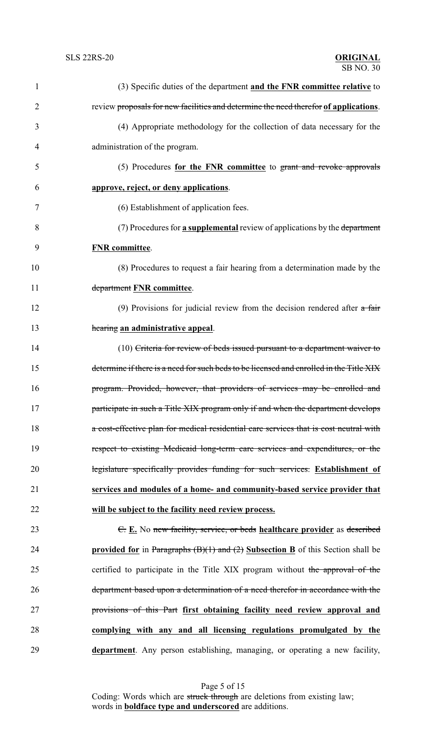(3) Specific duties of the department **and the FNR committee relative** to review ~~proposals for new facilities and determine the need therefor~~ **of applications**.

(4) Appropriate methodology for the collection of data necessary for the administration of the program.

(5) Procedures **for the FNR committee** to ~~grant and revoke approvals~~ **approve, reject, or deny applications**.

(6) Establishment of application fees.

(7) Procedures for **a supplemental** review of applications by the ~~department~~ **FNR committee**.

(8) Procedures to request a fair hearing from a determination made by the ~~department~~ **FNR committee**.

(9) Provisions for judicial review from the decision rendered after ~~a fair hearing~~ **an administrative appeal**.

(10) ~~Criteria for review of beds issued pursuant to a department waiver to determine if there is a need for such beds to be licensed and enrolled in the Title XIX program. Provided, however, that providers of services may be enrolled and participate in such a Title XIX program only if and when the department develops a cost-effective plan for medical residential care services that is cost neutral with respect to existing Medicaid long-term care services and expenditures, or the legislature specifically provides funding for such services.~~ **Establishment of services and modules of a home- and community-based service provider that will be subject to the facility need review process.**

~~C.~~ **E.** No ~~new facility, service, or beds~~ **healthcare provider** as ~~described~~ **provided for** in ~~Paragraphs (B)(1) and (2)~~ **Subsection B** of this Section shall be certified to participate in the Title XIX program without ~~the approval of the department based upon a determination of a need therefor in accordance with the provisions of this Part~~ **first obtaining facility need review approval and complying with any and all licensing regulations promulgated by the department**. Any person establishing, managing, or operating a new facility,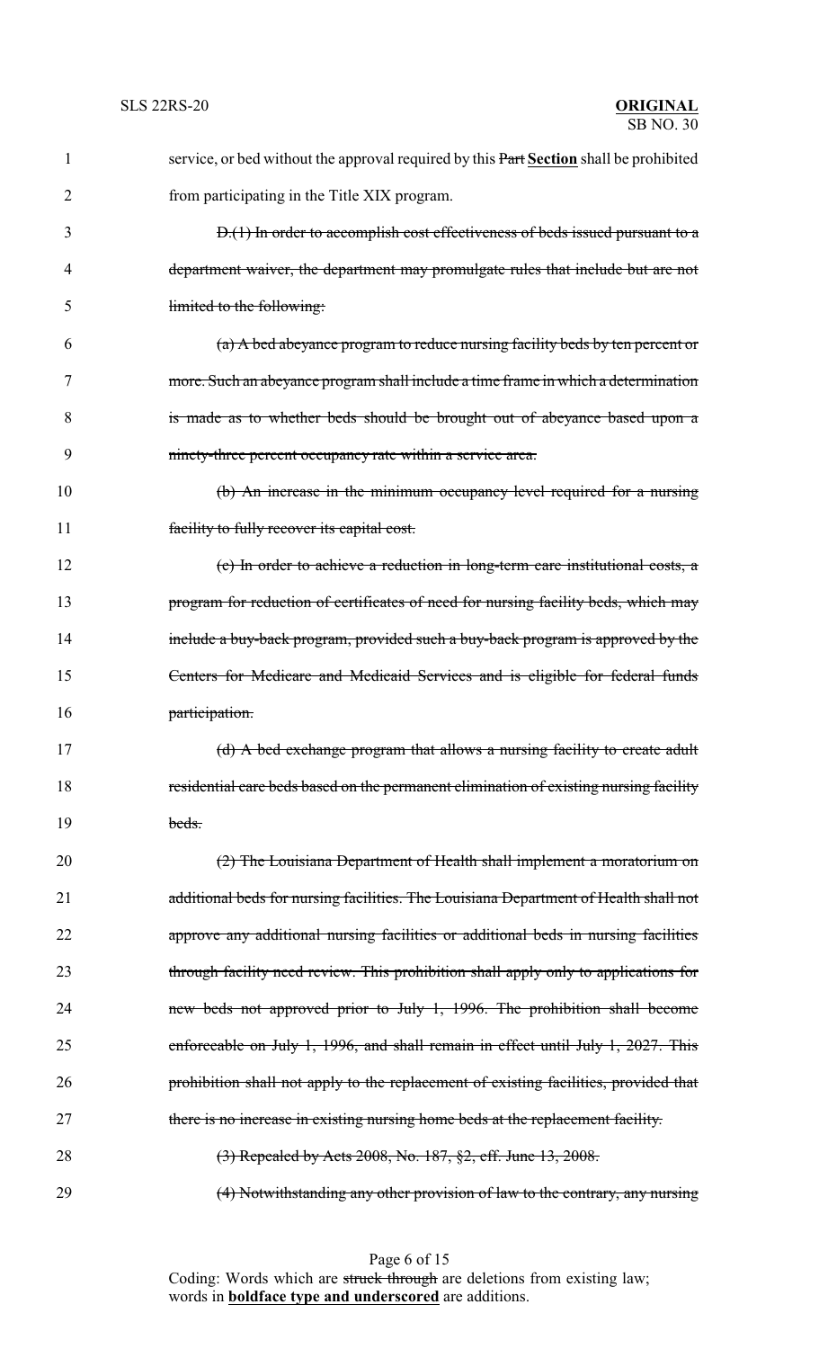service, or bed without the approval required by this ~~Part~~ **<u>Section</u>** shall be prohibited from participating in the Title XIX program.

~~D.(1) In order to accomplish cost effectiveness of beds issued pursuant to a department waiver, the department may promulgate rules that include but are not limited to the following:~~

~~(a) A bed abeyance program to reduce nursing facility beds by ten percent or more. Such an abeyance program shall include a time frame in which a determination is made as to whether beds should be brought out of abeyance based upon a ninety-three percent occupancy rate within a service area.~~

~~(b) An increase in the minimum occupancy level required for a nursing facility to fully recover its capital cost.~~

~~(c) In order to achieve a reduction in long-term care institutional costs, a program for reduction of certificates of need for nursing facility beds, which may include a buy-back program, provided such a buy-back program is approved by the Centers for Medicare and Medicaid Services and is eligible for federal funds participation.~~

~~(d) A bed exchange program that allows a nursing facility to create adult residential care beds based on the permanent elimination of existing nursing facility beds.~~

~~(2) The Louisiana Department of Health shall implement a moratorium on additional beds for nursing facilities. The Louisiana Department of Health shall not approve any additional nursing facilities or additional beds in nursing facilities through facility need review. This prohibition shall apply only to applications for new beds not approved prior to July 1, 1996. The prohibition shall become enforceable on July 1, 1996, and shall remain in effect until July 1, 2027. This prohibition shall not apply to the replacement of existing facilities, provided that there is no increase in existing nursing home beds at the replacement facility.~~

~~(3) Repealed by Acts 2008, No. 187, §2, eff. June 13, 2008.~~

~~(4) Notwithstanding any other provision of law to the contrary, any nursing~~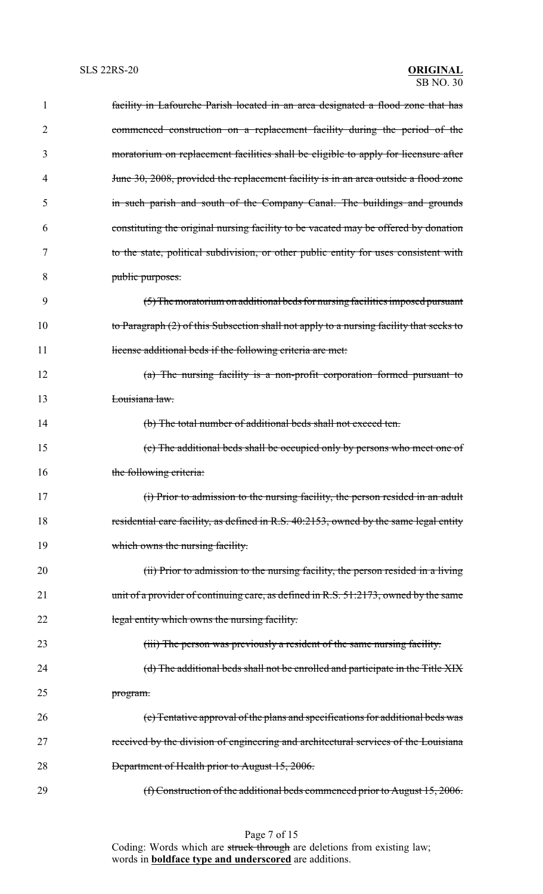~~facility in Lafourche Parish located in an area designated a flood zone that has commenced construction on a replacement facility during the period of the moratorium on replacement facilities shall be eligible to apply for licensure after June 30, 2008, provided the replacement facility is in an area outside a flood zone in such parish and south of the Company Canal. The buildings and grounds constituting the original nursing facility to be vacated may be offered by donation to the state, political subdivision, or other public entity for uses consistent with public purposes.~~

~~(5) The moratorium on additional beds for nursing facilities imposed pursuant to Paragraph (2) of this Subsection shall not apply to a nursing facility that seeks to license additional beds if the following criteria are met:~~

~~(a) The nursing facility is a non-profit corporation formed pursuant to Louisiana law.~~

~~(b) The total number of additional beds shall not exceed ten.~~

~~(c) The additional beds shall be occupied only by persons who meet one of the following criteria:~~

~~(i) Prior to admission to the nursing facility, the person resided in an adult residential care facility, as defined in R.S. 40:2153, owned by the same legal entity which owns the nursing facility.~~

~~(ii) Prior to admission to the nursing facility, the person resided in a living unit of a provider of continuing care, as defined in R.S. 51:2173, owned by the same legal entity which owns the nursing facility.~~

~~(iii) The person was previously a resident of the same nursing facility.~~

~~(d) The additional beds shall not be enrolled and participate in the Title XIX program.~~

~~(e) Tentative approval of the plans and specifications for additional beds was received by the division of engineering and architectural services of the Louisiana Department of Health prior to August 15, 2006.~~

~~(f) Construction of the additional beds commenced prior to August 15, 2006.~~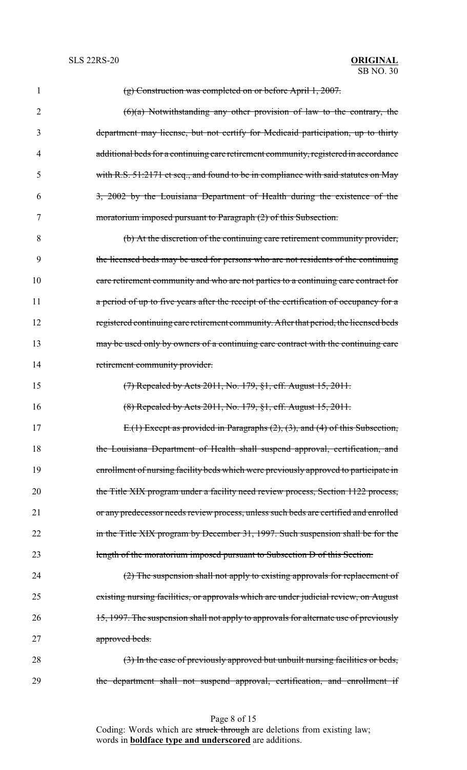~~(g) Construction was completed on or before April 1, 2007.~~

~~(6)(a) Notwithstanding any other provision of law to the contrary, the department may license, but not certify for Medicaid participation, up to thirty additional beds for a continuing care retirement community, registered in accordance with R.S. 51:2171 et seq., and found to be in compliance with said statutes on May 3, 2002 by the Louisiana Department of Health during the existence of the moratorium imposed pursuant to Paragraph (2) of this Subsection.~~

~~(b) At the discretion of the continuing care retirement community provider, the licensed beds may be used for persons who are not residents of the continuing care retirement community and who are not parties to a continuing care contract for a period of up to five years after the receipt of the certification of occupancy for a registered continuing care retirement community. After that period, the licensed beds may be used only by owners of a continuing care contract with the continuing care retirement community provider.~~

~~(7) Repealed by Acts 2011, No. 179, §1, eff. August 15, 2011.~~

~~(8) Repealed by Acts 2011, No. 179, §1, eff. August 15, 2011.~~

~~E.(1) Except as provided in Paragraphs (2), (3), and (4) of this Subsection, the Louisiana Department of Health shall suspend approval, certification, and enrollment of nursing facility beds which were previously approved to participate in the Title XIX program under a facility need review process, Section 1122 process, or any predecessor needs review process, unless such beds are certified and enrolled in the Title XIX program by December 31, 1997. Such suspension shall be for the length of the moratorium imposed pursuant to Subsection D of this Section.~~

~~(2) The suspension shall not apply to existing approvals for replacement of existing nursing facilities, or approvals which are under judicial review, on August 15, 1997. The suspension shall not apply to approvals for alternate use of previously approved beds.~~

~~(3) In the case of previously approved but unbuilt nursing facilities or beds, the department shall not suspend approval, certification, and enrollment if~~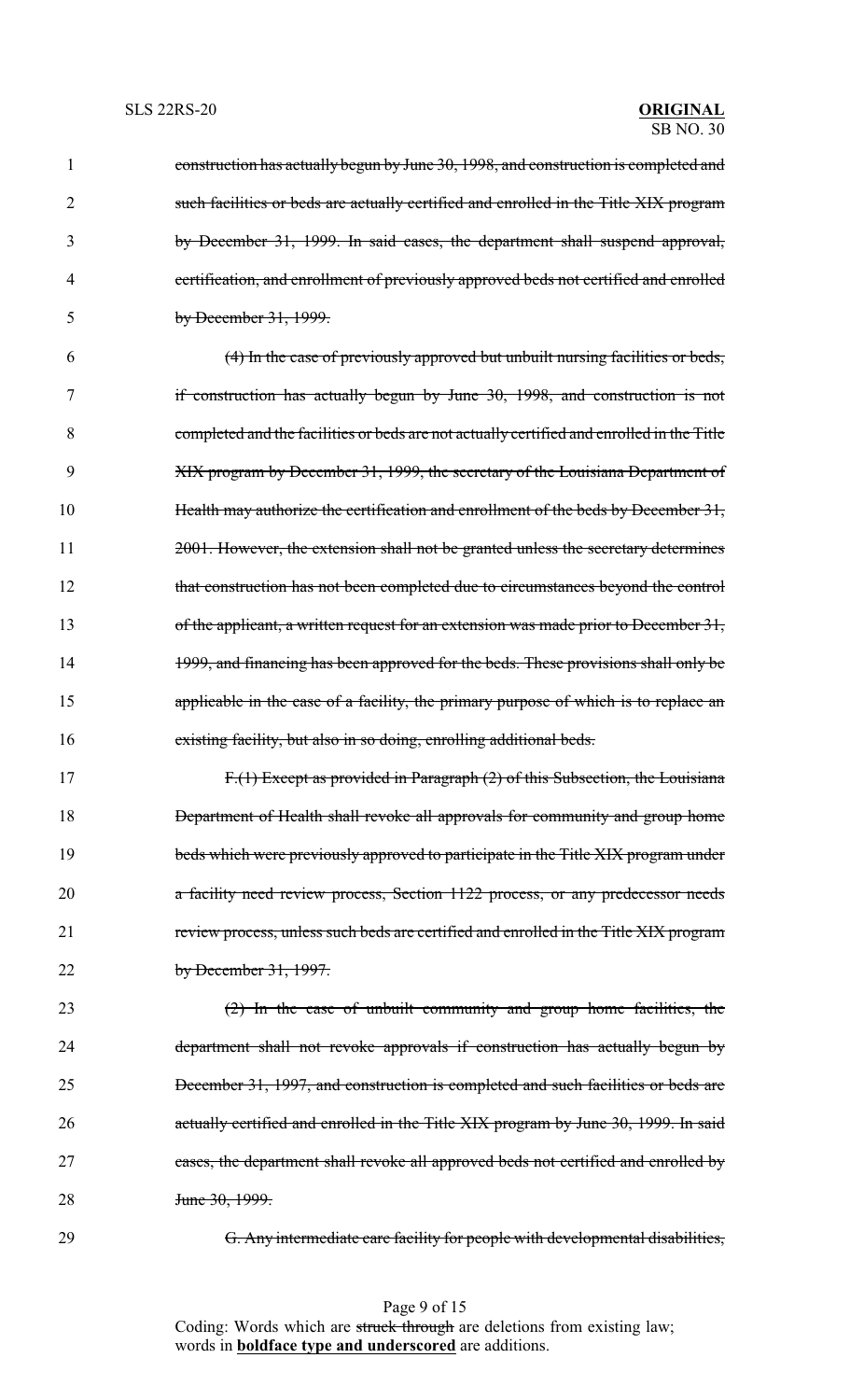~~construction has actually begun by June 30, 1998, and construction is completed and such facilities or beds are actually certified and enrolled in the Title XIX program by December 31, 1999. In said cases, the department shall suspend approval, certification, and enrollment of previously approved beds not certified and enrolled by December 31, 1999.~~

~~(4) In the case of previously approved but unbuilt nursing facilities or beds, if construction has actually begun by June 30, 1998, and construction is not completed and the facilities or beds are not actually certified and enrolled in the Title XIX program by December 31, 1999, the secretary of the Louisiana Department of Health may authorize the certification and enrollment of the beds by December 31, 2001. However, the extension shall not be granted unless the secretary determines that construction has not been completed due to circumstances beyond the control of the applicant, a written request for an extension was made prior to December 31, 1999, and financing has been approved for the beds. These provisions shall only be applicable in the case of a facility, the primary purpose of which is to replace an existing facility, but also in so doing, enrolling additional beds.~~

~~F.(1) Except as provided in Paragraph (2) of this Subsection, the Louisiana Department of Health shall revoke all approvals for community and group home beds which were previously approved to participate in the Title XIX program under a facility need review process, Section 1122 process, or any predecessor needs review process, unless such beds are certified and enrolled in the Title XIX program by December 31, 1997.~~

~~(2) In the case of unbuilt community and group home facilities, the department shall not revoke approvals if construction has actually begun by December 31, 1997, and construction is completed and such facilities or beds are actually certified and enrolled in the Title XIX program by June 30, 1999. In said cases, the department shall revoke all approved beds not certified and enrolled by June 30, 1999.~~

~~G. Any intermediate care facility for people with developmental disabilities,~~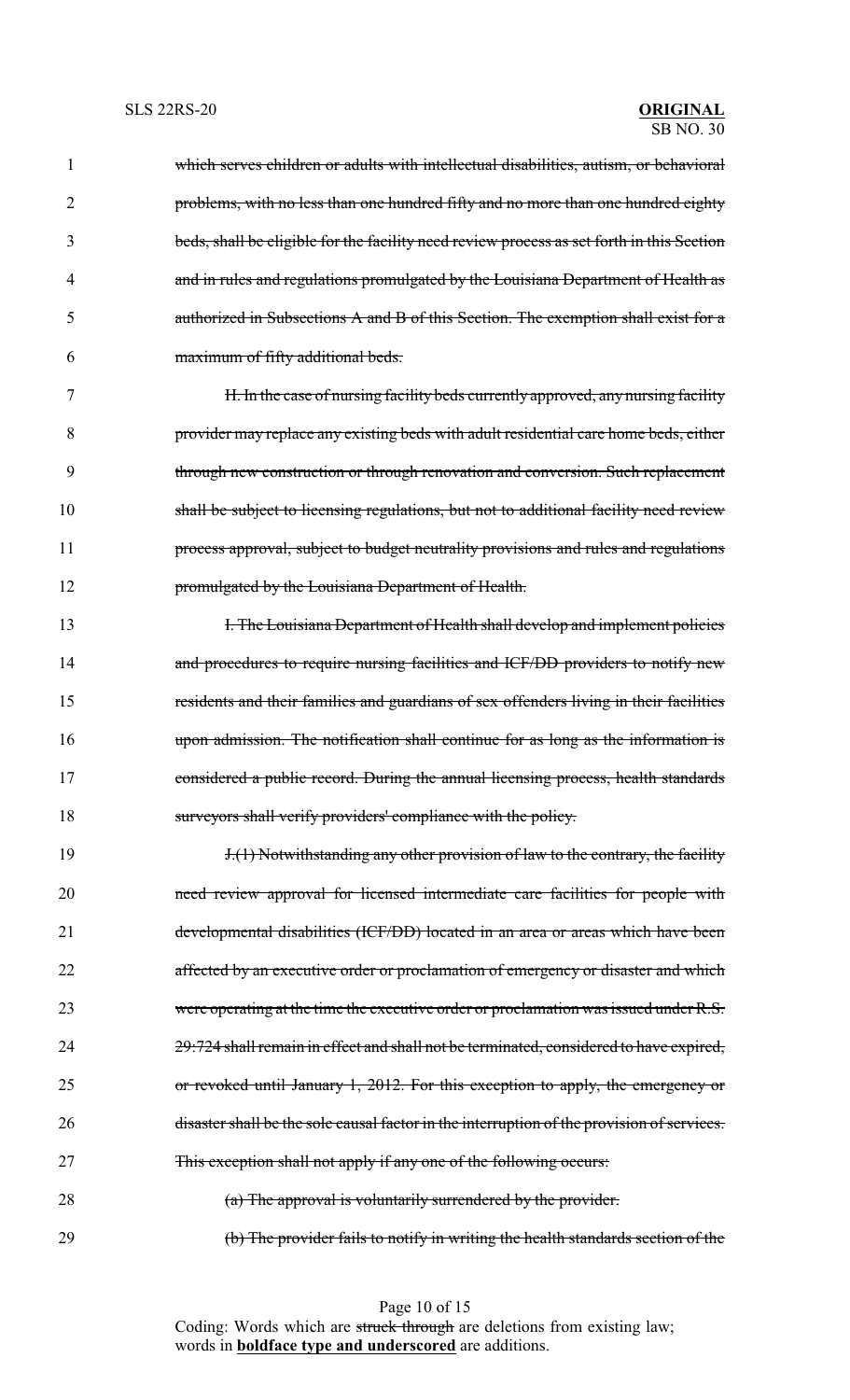~~which serves children or adults with intellectual disabilities, autism, or behavioral problems, with no less than one hundred fifty and no more than one hundred eighty beds, shall be eligible for the facility need review process as set forth in this Section and in rules and regulations promulgated by the Louisiana Department of Health as authorized in Subsections A and B of this Section. The exemption shall exist for a maximum of fifty additional beds.~~

~~H. In the case of nursing facility beds currently approved, any nursing facility provider may replace any existing beds with adult residential care home beds, either through new construction or through renovation and conversion. Such replacement shall be subject to licensing regulations, but not to additional facility need review process approval, subject to budget neutrality provisions and rules and regulations promulgated by the Louisiana Department of Health.~~

~~I. The Louisiana Department of Health shall develop and implement policies and procedures to require nursing facilities and ICF/DD providers to notify new residents and their families and guardians of sex offenders living in their facilities upon admission. The notification shall continue for as long as the information is considered a public record. During the annual licensing process, health standards surveyors shall verify providers' compliance with the policy.~~

~~J.(1) Notwithstanding any other provision of law to the contrary, the facility need review approval for licensed intermediate care facilities for people with developmental disabilities (ICF/DD) located in an area or areas which have been affected by an executive order or proclamation of emergency or disaster and which were operating at the time the executive order or proclamation was issued under R.S. 29:724 shall remain in effect and shall not be terminated, considered to have expired, or revoked until January 1, 2012. For this exception to apply, the emergency or disaster shall be the sole causal factor in the interruption of the provision of services. This exception shall not apply if any one of the following occurs:~~

~~(a) The approval is voluntarily surrendered by the provider.~~

~~(b) The provider fails to notify in writing the health standards section of the~~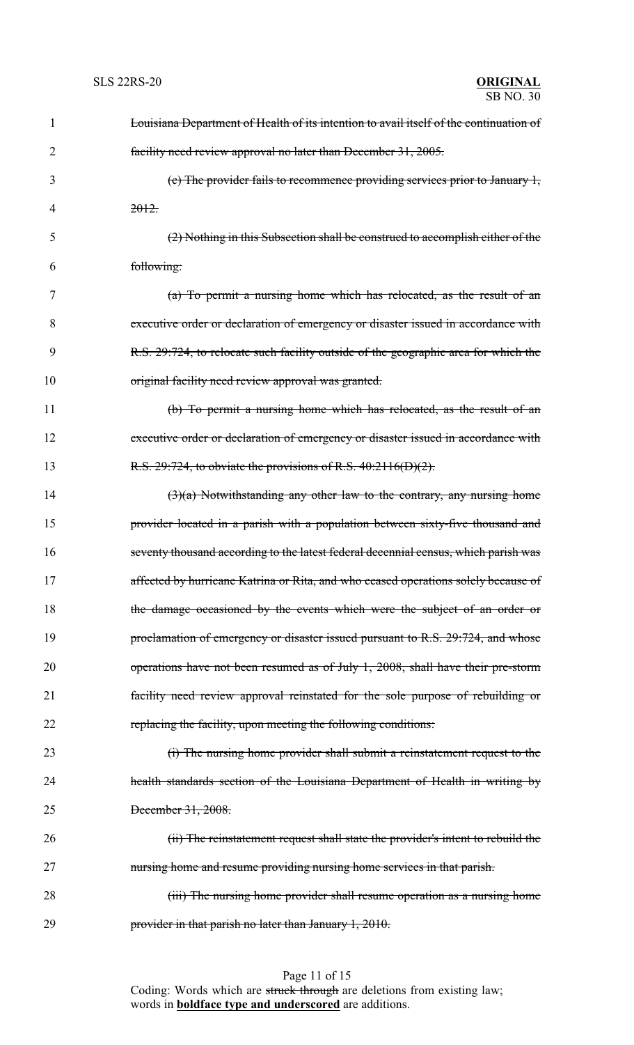~~Louisiana Department of Health of its intention to avail itself of the continuation of facility need review approval no later than December 31, 2005.~~

~~(c) The provider fails to recommence providing services prior to January 1, 2012.~~

~~(2) Nothing in this Subsection shall be construed to accomplish either of the following:~~

~~(a) To permit a nursing home which has relocated, as the result of an executive order or declaration of emergency or disaster issued in accordance with R.S. 29:724, to relocate such facility outside of the geographic area for which the original facility need review approval was granted.~~

~~(b) To permit a nursing home which has relocated, as the result of an executive order or declaration of emergency or disaster issued in accordance with R.S. 29:724, to obviate the provisions of R.S. 40:2116(D)(2).~~

~~(3)(a) Notwithstanding any other law to the contrary, any nursing home provider located in a parish with a population between sixty-five thousand and seventy thousand according to the latest federal decennial census, which parish was affected by hurricane Katrina or Rita, and who ceased operations solely because of the damage occasioned by the events which were the subject of an order or proclamation of emergency or disaster issued pursuant to R.S. 29:724, and whose operations have not been resumed as of July 1, 2008, shall have their pre-storm facility need review approval reinstated for the sole purpose of rebuilding or replacing the facility, upon meeting the following conditions:~~

~~(i) The nursing home provider shall submit a reinstatement request to the health standards section of the Louisiana Department of Health in writing by December 31, 2008.~~

~~(ii) The reinstatement request shall state the provider's intent to rebuild the nursing home and resume providing nursing home services in that parish.~~

~~(iii) The nursing home provider shall resume operation as a nursing home provider in that parish no later than January 1, 2010.~~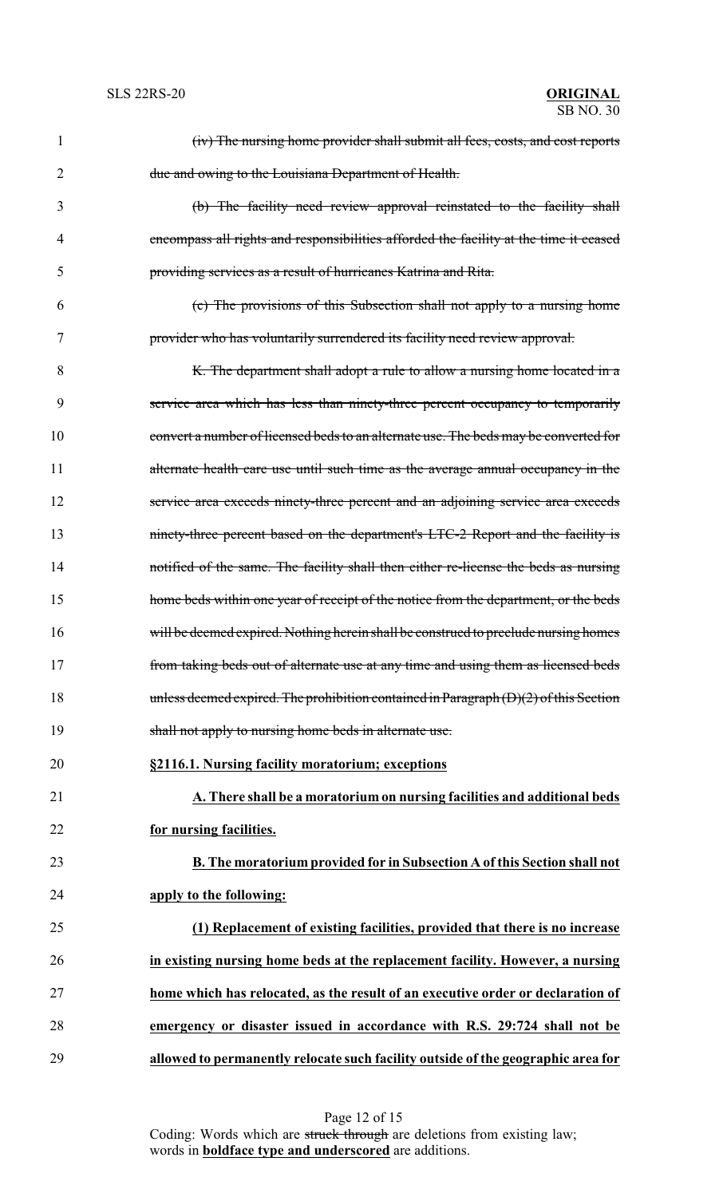~~(iv) The nursing home provider shall submit all fees, costs, and cost reports due and owing to the Louisiana Department of Health.~~

~~(b) The facility need review approval reinstated to the facility shall encompass all rights and responsibilities afforded the facility at the time it ceased providing services as a result of hurricanes Katrina and Rita.~~

~~(c) The provisions of this Subsection shall not apply to a nursing home provider who has voluntarily surrendered its facility need review approval.~~

~~K. The department shall adopt a rule to allow a nursing home located in a service area which has less than ninety-three percent occupancy to temporarily convert a number of licensed beds to an alternate use. The beds may be converted for alternate health care use until such time as the average annual occupancy in the service area exceeds ninety-three percent and an adjoining service area exceeds ninety-three percent based on the department's LTC-2 Report and the facility is notified of the same. The facility shall then either re-license the beds as nursing home beds within one year of receipt of the notice from the department, or the beds will be deemed expired. Nothing herein shall be construed to preclude nursing homes from taking beds out of alternate use at any time and using them as licensed beds unless deemed expired. The prohibition contained in Paragraph (D)(2) of this Section shall not apply to nursing home beds in alternate use.~~

**§2116.1. Nursing facility moratorium; exceptions**

**A. There shall be a moratorium on nursing facilities and additional beds for nursing facilities.**

**B. The moratorium provided for in Subsection A of this Section shall not apply to the following:**

**(1) Replacement of existing facilities, provided that there is no increase in existing nursing home beds at the replacement facility. However, a nursing home which has relocated, as the result of an executive order or declaration of emergency or disaster issued in accordance with R.S. 29:724 shall not be allowed to permanently relocate such facility outside of the geographic area for**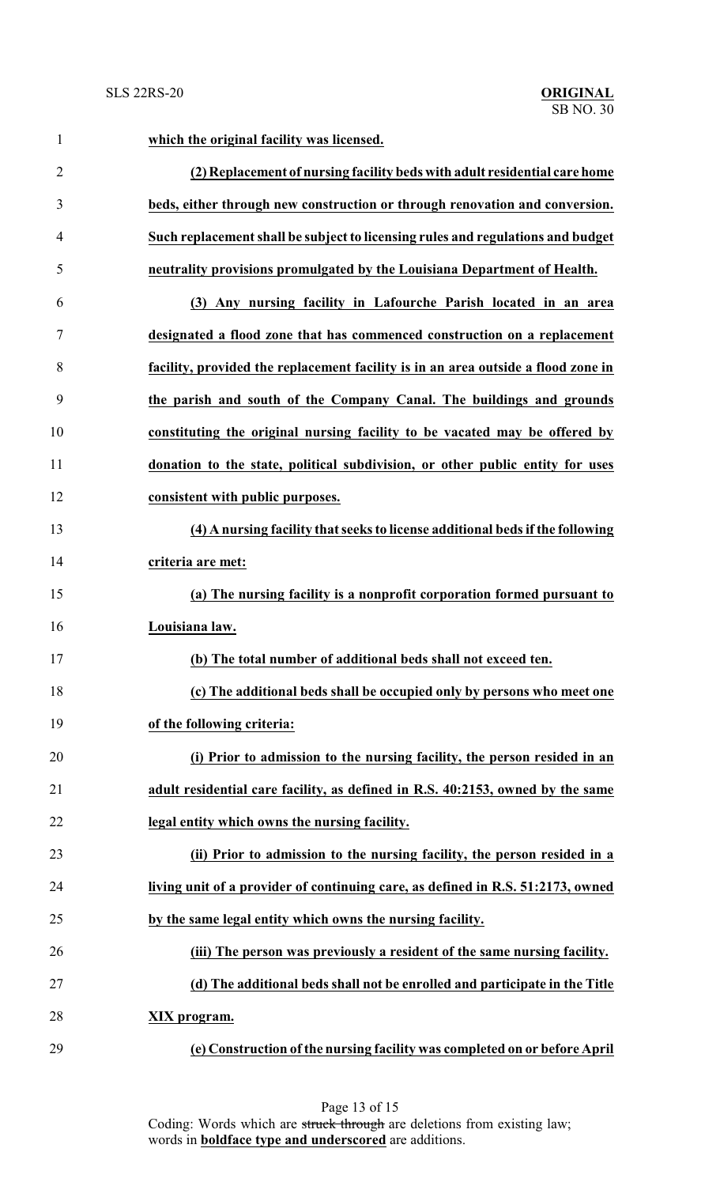**which the original facility was licensed.**

**(2) Replacement of nursing facility beds with adult residential care home beds, either through new construction or through renovation and conversion. Such replacement shall be subject to licensing rules and regulations and budget neutrality provisions promulgated by the Louisiana Department of Health.**

**(3) Any nursing facility in Lafourche Parish located in an area designated a flood zone that has commenced construction on a replacement facility, provided the replacement facility is in an area outside a flood zone in the parish and south of the Company Canal. The buildings and grounds constituting the original nursing facility to be vacated may be offered by donation to the state, political subdivision, or other public entity for uses consistent with public purposes.**

**(4) A nursing facility that seeks to license additional beds if the following criteria are met:**

**(a) The nursing facility is a nonprofit corporation formed pursuant to Louisiana law.**

**(b) The total number of additional beds shall not exceed ten.**

**(c) The additional beds shall be occupied only by persons who meet one of the following criteria:**

**(i) Prior to admission to the nursing facility, the person resided in an adult residential care facility, as defined in R.S. 40:2153, owned by the same legal entity which owns the nursing facility.**

**(ii) Prior to admission to the nursing facility, the person resided in a living unit of a provider of continuing care, as defined in R.S. 51:2173, owned by the same legal entity which owns the nursing facility.**

**(iii) The person was previously a resident of the same nursing facility.**

**(d) The additional beds shall not be enrolled and participate in the Title XIX program.**

**(e) Construction of the nursing facility was completed on or before April**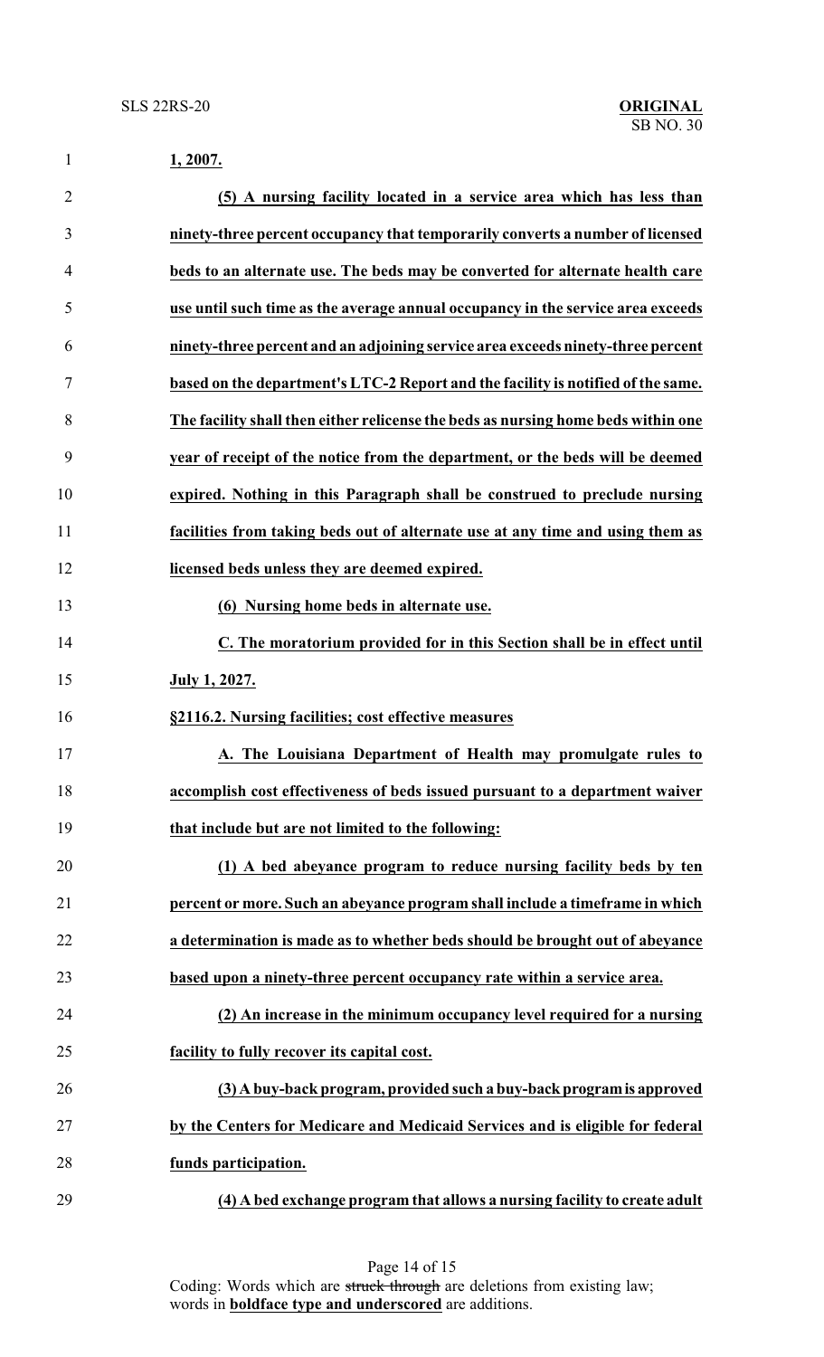**1, 2007.**

**(5) A nursing facility located in a service area which has less than ninety-three percent occupancy that temporarily converts a number of licensed beds to an alternate use. The beds may be converted for alternate health care use until such time as the average annual occupancy in the service area exceeds ninety-three percent and an adjoining service area exceeds ninety-three percent based on the department's LTC-2 Report and the facility is notified of the same. The facility shall then either relicense the beds as nursing home beds within one year of receipt of the notice from the department, or the beds will be deemed expired. Nothing in this Paragraph shall be construed to preclude nursing facilities from taking beds out of alternate use at any time and using them as licensed beds unless they are deemed expired.**

**(6) Nursing home beds in alternate use.**

**C. The moratorium provided for in this Section shall be in effect until July 1, 2027.**

**§2116.2. Nursing facilities; cost effective measures**

**A. The Louisiana Department of Health may promulgate rules to accomplish cost effectiveness of beds issued pursuant to a department waiver that include but are not limited to the following:**

**(1) A bed abeyance program to reduce nursing facility beds by ten percent or more. Such an abeyance program shall include a timeframe in which a determination is made as to whether beds should be brought out of abeyance based upon a ninety-three percent occupancy rate within a service area.**

**(2) An increase in the minimum occupancy level required for a nursing facility to fully recover its capital cost.**

**(3) A buy-back program, provided such a buy-back program is approved by the Centers for Medicare and Medicaid Services and is eligible for federal funds participation.**

**(4) A bed exchange program that allows a nursing facility to create adult**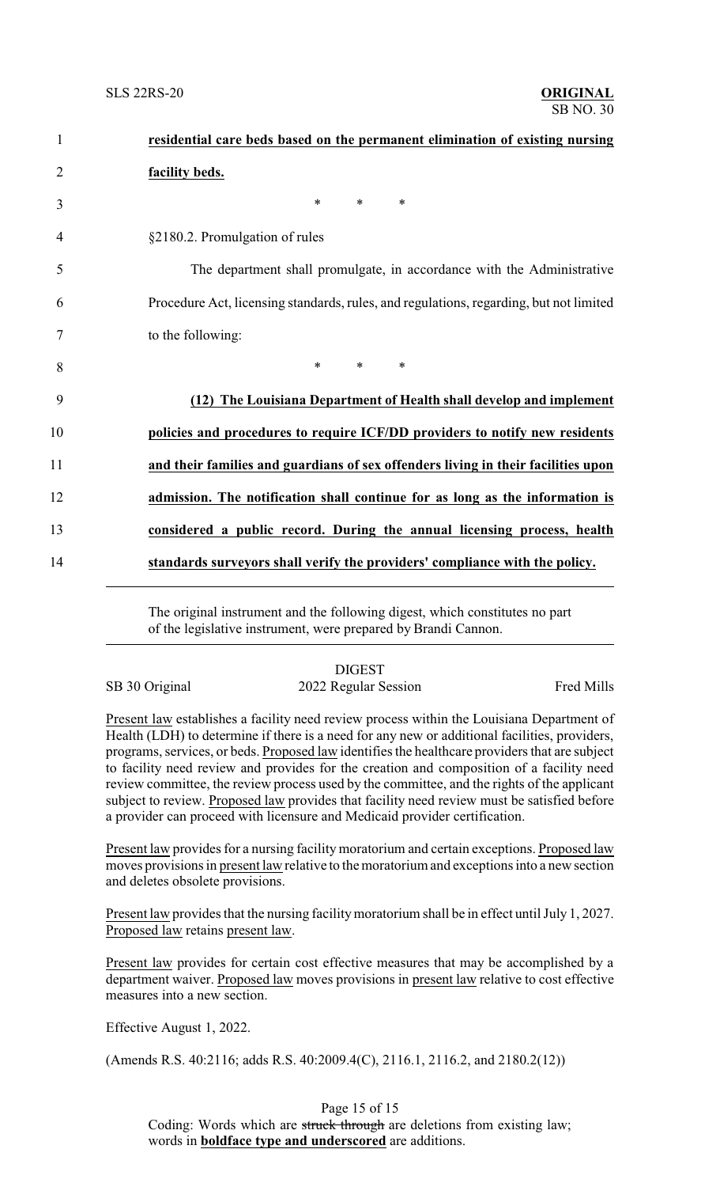**residential care beds based on the permanent elimination of existing nursing facility beds.**

\* \* \*

§2180.2. Promulgation of rules

The department shall promulgate, in accordance with the Administrative Procedure Act, licensing standards, rules, and regulations, regarding, but not limited to the following:

\* \* \*

**(12) The Louisiana Department of Health shall develop and implement policies and procedures to require ICF/DD providers to notify new residents and their families and guardians of sex offenders living in their facilities upon admission. The notification shall continue for as long as the information is considered a public record. During the annual licensing process, health standards surveyors shall verify the providers' compliance with the policy.**

---

The original instrument and the following digest, which constitutes no part of the legislative instrument, were prepared by Brandi Cannon.

---

DIGEST

SB 30 Original — 2022 Regular Session — Fred Mills

Present law establishes a facility need review process within the Louisiana Department of Health (LDH) to determine if there is a need for any new or additional facilities, providers, programs, services, or beds. Proposed law identifies the healthcare providers that are subject to facility need review and provides for the creation and composition of a facility need review committee, the review process used by the committee, and the rights of the applicant subject to review. Proposed law provides that facility need review must be satisfied before a provider can proceed with licensure and Medicaid provider certification.

Present law provides for a nursing facility moratorium and certain exceptions. Proposed law moves provisions in present law relative to the moratorium and exceptions into a new section and deletes obsolete provisions.

Present law provides that the nursing facility moratorium shall be in effect until July 1, 2027. Proposed law retains present law.

Present law provides for certain cost effective measures that may be accomplished by a department waiver. Proposed law moves provisions in present law relative to cost effective measures into a new section.

Effective August 1, 2022.

(Amends R.S. 40:2116; adds R.S. 40:2009.4(C), 2116.1, 2116.2, and 2180.2(12))

Coding: Words which are ~~struck through~~ are deletions from existing law; words in **boldface type and underscored** are additions.